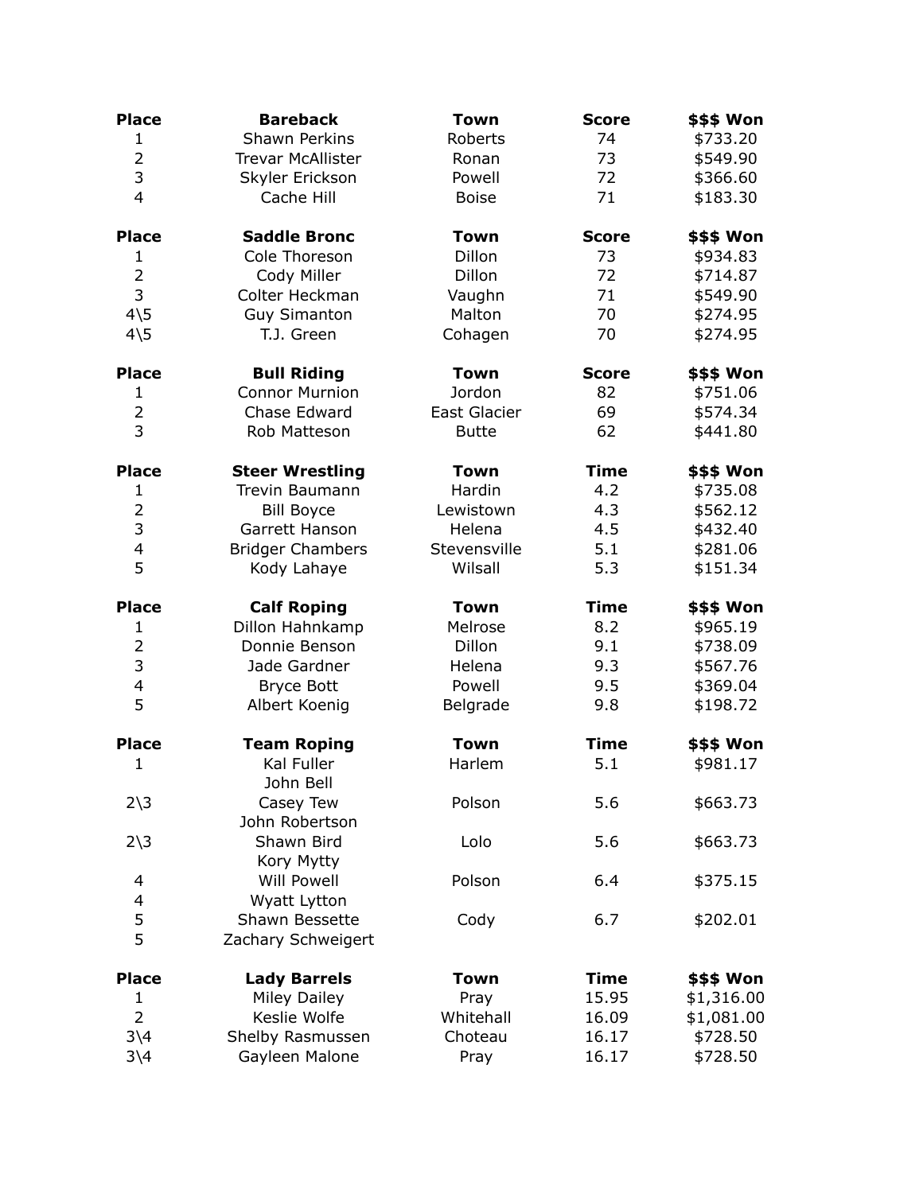| Place | Bareback | Town | Score | $$$ Won |
|---|---|---|---|---|
| 1 | Shawn Perkins | Roberts | 74 | $733.20 |
| 2 | Trevar McAllister | Ronan | 73 | $549.90 |
| 3 | Skyler Erickson | Powell | 72 | $366.60 |
| 4 | Cache Hill | Boise | 71 | $183.30 |

| Place | Saddle Bronc | Town | Score | $$$ Won |
|---|---|---|---|---|
| 1 | Cole Thoreson | Dillon | 73 | $934.83 |
| 2 | Cody Miller | Dillon | 72 | $714.87 |
| 3 | Colter Heckman | Vaughn | 71 | $549.90 |
| 4\5 | Guy Simanton | Malton | 70 | $274.95 |
| 4\5 | T.J. Green | Cohagen | 70 | $274.95 |

| Place | Bull Riding | Town | Score | $$$ Won |
|---|---|---|---|---|
| 1 | Connor Murnion | Jordon | 82 | $751.06 |
| 2 | Chase Edward | East Glacier | 69 | $574.34 |
| 3 | Rob Matteson | Butte | 62 | $441.80 |

| Place | Steer Wrestling | Town | Time | $$$ Won |
|---|---|---|---|---|
| 1 | Trevin Baumann | Hardin | 4.2 | $735.08 |
| 2 | Bill Boyce | Lewistown | 4.3 | $562.12 |
| 3 | Garrett Hanson | Helena | 4.5 | $432.40 |
| 4 | Bridger Chambers | Stevensville | 5.1 | $281.06 |
| 5 | Kody Lahaye | Wilsall | 5.3 | $151.34 |

| Place | Calf Roping | Town | Time | $$$ Won |
|---|---|---|---|---|
| 1 | Dillon Hahnkamp | Melrose | 8.2 | $965.19 |
| 2 | Donnie Benson | Dillon | 9.1 | $738.09 |
| 3 | Jade Gardner | Helena | 9.3 | $567.76 |
| 4 | Bryce Bott | Powell | 9.5 | $369.04 |
| 5 | Albert Koenig | Belgrade | 9.8 | $198.72 |

| Place | Team Roping | Town | Time | $$$ Won |
|---|---|---|---|---|
| 1 | Kal Fuller | Harlem | 5.1 | $981.17 |
| | John Bell | | | |
| 2\3 | Casey Tew | Polson | 5.6 | $663.73 |
| | John Robertson | | | |
| 2\3 | Shawn Bird | Lolo | 5.6 | $663.73 |
| | Kory Mytty | | | |
| 4 | Will Powell | Polson | 6.4 | $375.15 |
| 4 | Wyatt Lytton | | | |
| 5 | Shawn Bessette | Cody | 6.7 | $202.01 |
| 5 | Zachary Schweigert | | | |

| Place | Lady Barrels | Town | Time | $$$ Won |
|---|---|---|---|---|
| 1 | Miley Dailey | Pray | 15.95 | $1,316.00 |
| 2 | Keslie Wolfe | Whitehall | 16.09 | $1,081.00 |
| 3\4 | Shelby Rasmussen | Choteau | 16.17 | $728.50 |
| 3\4 | Gayleen Malone | Pray | 16.17 | $728.50 |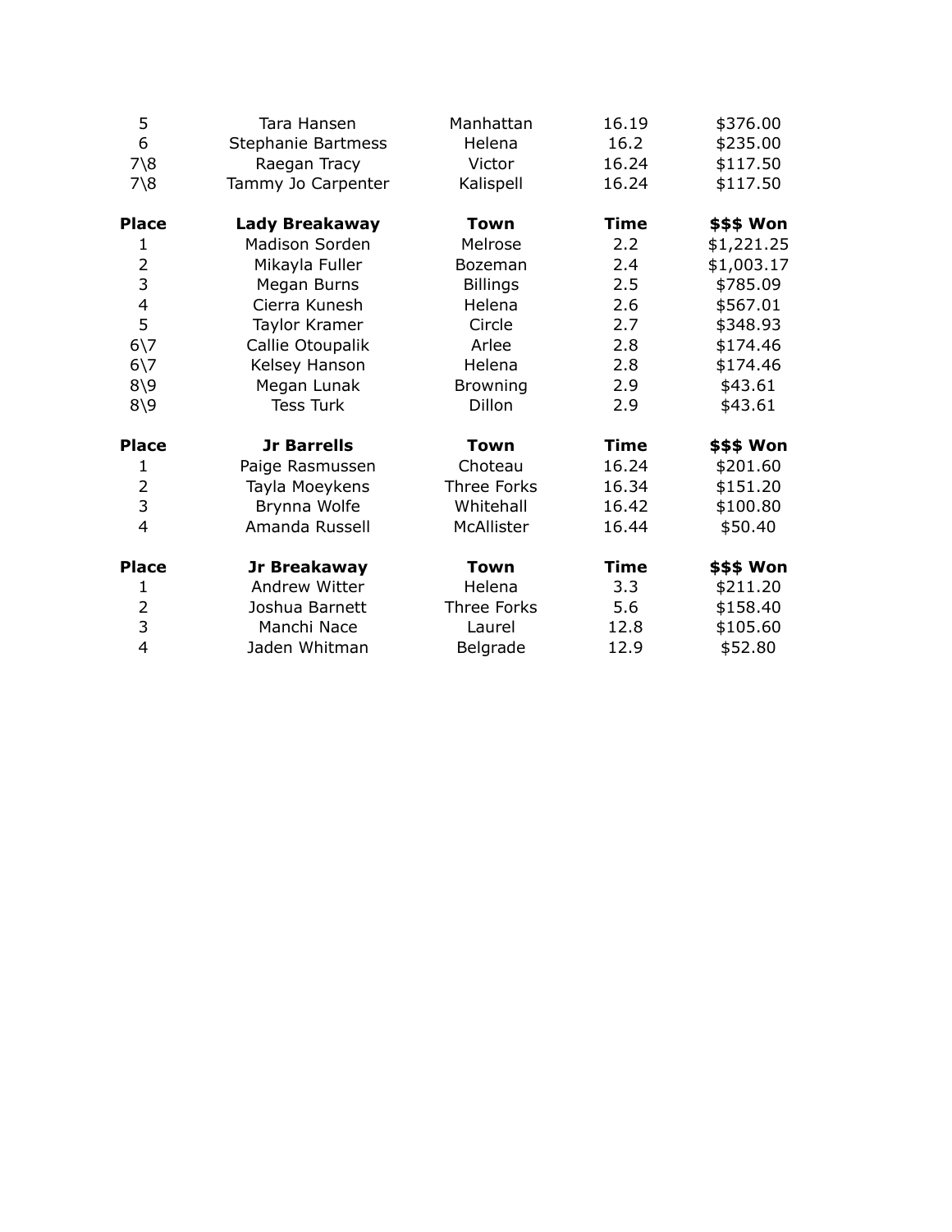| | | | | |
|---|---|---|---|---|
| 5 | Tara Hansen | Manhattan | 16.19 | $376.00 |
| 6 | Stephanie Bartmess | Helena | 16.2 | $235.00 |
| 7\8 | Raegan Tracy | Victor | 16.24 | $117.50 |
| 7\8 | Tammy Jo Carpenter | Kalispell | 16.24 | $117.50 |

| **Place** | **Lady Breakaway** | **Town** | **Time** | **$$$ Won** |
|---|---|---|---|---|
| 1 | Madison Sorden | Melrose | 2.2 | $1,221.25 |
| 2 | Mikayla Fuller | Bozeman | 2.4 | $1,003.17 |
| 3 | Megan Burns | Billings | 2.5 | $785.09 |
| 4 | Cierra Kunesh | Helena | 2.6 | $567.01 |
| 5 | Taylor Kramer | Circle | 2.7 | $348.93 |
| 6\7 | Callie Otoupalik | Arlee | 2.8 | $174.46 |
| 6\7 | Kelsey Hanson | Helena | 2.8 | $174.46 |
| 8\9 | Megan Lunak | Browning | 2.9 | $43.61 |
| 8\9 | Tess Turk | Dillon | 2.9 | $43.61 |

| **Place** | **Jr Barrells** | **Town** | **Time** | **$$$ Won** |
|---|---|---|---|---|
| 1 | Paige Rasmussen | Choteau | 16.24 | $201.60 |
| 2 | Tayla Moeykens | Three Forks | 16.34 | $151.20 |
| 3 | Brynna Wolfe | Whitehall | 16.42 | $100.80 |
| 4 | Amanda Russell | McAllister | 16.44 | $50.40 |

| **Place** | **Jr Breakaway** | **Town** | **Time** | **$$$ Won** |
|---|---|---|---|---|
| 1 | Andrew Witter | Helena | 3.3 | $211.20 |
| 2 | Joshua Barnett | Three Forks | 5.6 | $158.40 |
| 3 | Manchi Nace | Laurel | 12.8 | $105.60 |
| 4 | Jaden Whitman | Belgrade | 12.9 | $52.80 |